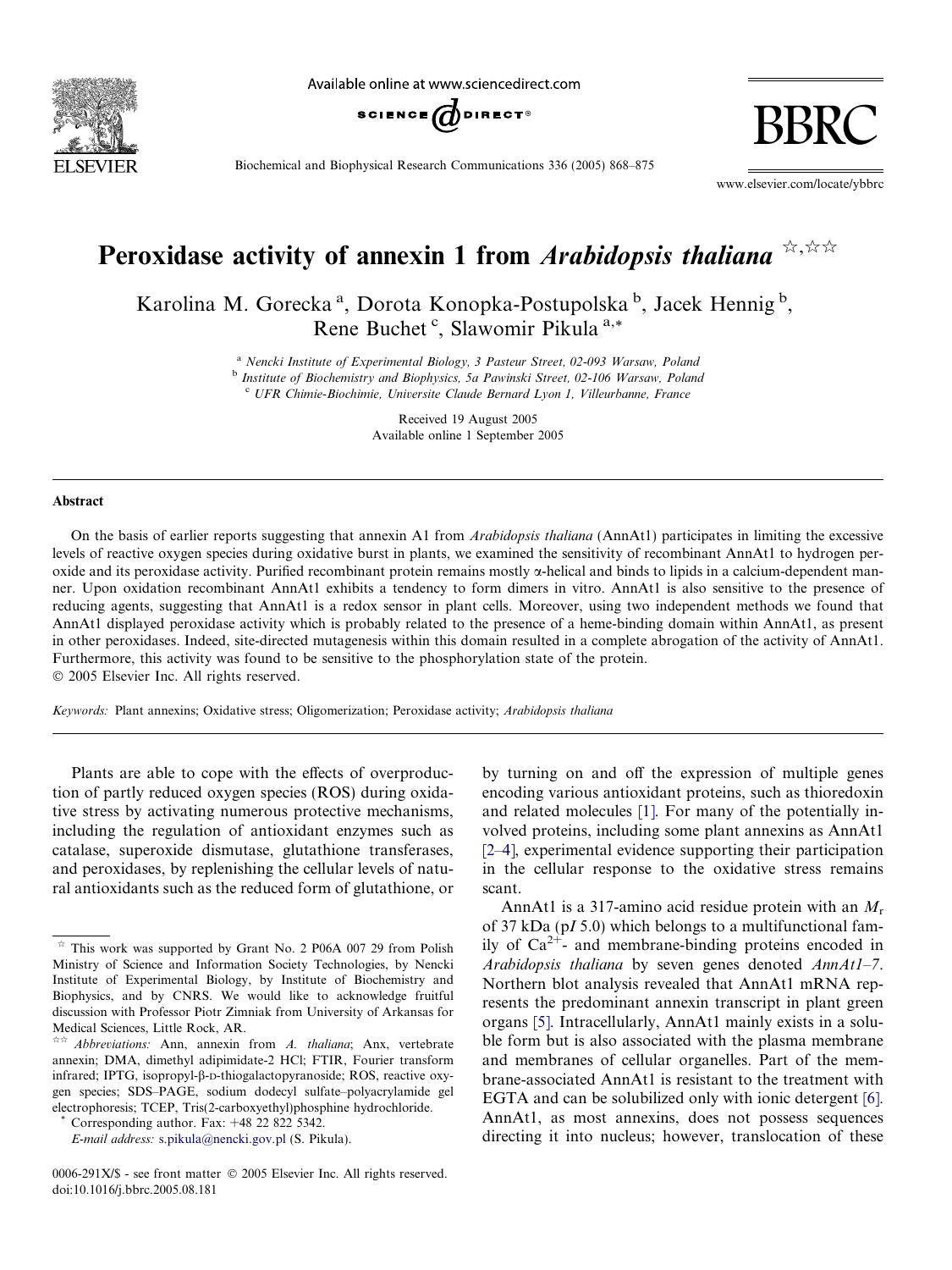# Peroxidase activity of annexin 1 from *Arabidopsis thaliana* ☆,☆☆

Karolina M. Gorecka [a], Dorota Konopka-Postupolska [b], Jacek Hennig [b], Rene Buchet [c], Slawomir Pikula [a,*]

[a] Nencki Institute of Experimental Biology, 3 Pasteur Street, 02-093 Warsaw, Poland
[b] Institute of Biochemistry and Biophysics, 5a Pawinski Street, 02-106 Warsaw, Poland
[c] UFR Chimie-Biochimie, Universite Claude Bernard Lyon 1, Villeurbanne, France

Received 19 August 2005
Available online 1 September 2005

## Abstract

On the basis of earlier reports suggesting that annexin A1 from *Arabidopsis thaliana* (AnnAt1) participates in limiting the excessive levels of reactive oxygen species during oxidative burst in plants, we examined the sensitivity of recombinant AnnAt1 to hydrogen peroxide and its peroxidase activity. Purified recombinant protein remains mostly α-helical and binds to lipids in a calcium-dependent manner. Upon oxidation recombinant AnnAt1 exhibits a tendency to form dimers in vitro. AnnAt1 is also sensitive to the presence of reducing agents, suggesting that AnnAt1 is a redox sensor in plant cells. Moreover, using two independent methods we found that AnnAt1 displayed peroxidase activity which is probably related to the presence of a heme-binding domain within AnnAt1, as present in other peroxidases. Indeed, site-directed mutagenesis within this domain resulted in a complete abrogation of the activity of AnnAt1. Furthermore, this activity was found to be sensitive to the phosphorylation state of the protein.

© 2005 Elsevier Inc. All rights reserved.

*Keywords:* Plant annexins; Oxidative stress; Oligomerization; Peroxidase activity; *Arabidopsis thaliana*

Plants are able to cope with the effects of overproduction of partly reduced oxygen species (ROS) during oxidative stress by activating numerous protective mechanisms, including the regulation of antioxidant enzymes such as catalase, superoxide dismutase, glutathione transferases, and peroxidases, by replenishing the cellular levels of natural antioxidants such as the reduced form of glutathione, or by turning on and off the expression of multiple genes encoding various antioxidant proteins, such as thioredoxin and related molecules [1]. For many of the potentially involved proteins, including some plant annexins as AnnAt1 [2–4], experimental evidence supporting their participation in the cellular response to the oxidative stress remains scant.

AnnAt1 is a 317-amino acid residue protein with an $M_r$ of 37 kDa (p*I* 5.0) which belongs to a multifunctional family of $Ca^{2+}$- and membrane-binding proteins encoded in *Arabidopsis thaliana* by seven genes denoted *AnnAt1–7*. Northern blot analysis revealed that AnnAt1 mRNA represents the predominant annexin transcript in plant green organs [5]. Intracellularly, AnnAt1 mainly exists in a soluble form but is also associated with the plasma membrane and membranes of cellular organelles. Part of the membrane-associated AnnAt1 is resistant to the treatment with EGTA and can be solubilized only with ionic detergent [6]. AnnAt1, as most annexins, does not possess sequences directing it into nucleus; however, translocation of these

---

☆ This work was supported by Grant No. 2 P06A 007 29 from Polish Ministry of Science and Information Society Technologies, by Nencki Institute of Experimental Biology, by Institute of Biochemistry and Biophysics, and by CNRS. We would like to acknowledge fruitful discussion with Professor Piotr Zimniak from University of Arkansas for Medical Sciences, Little Rock, AR.

☆☆ *Abbreviations:* Ann, annexin from *A. thaliana*; Anx, vertebrate annexin; DMA, dimethyl adipimidate-2 HCl; FTIR, Fourier transform infrared; IPTG, isopropyl-β-D-thiogalactopyranoside; ROS, reactive oxygen species; SDS–PAGE, sodium dodecyl sulfate–polyacrylamide gel electrophoresis; TCEP, Tris(2-carboxyethyl)phosphine hydrochloride.

\* Corresponding author. Fax: +48 22 822 5342.
*E-mail address:* s.pikula@nencki.gov.pl (S. Pikula).

0006-291X/$ - see front matter © 2005 Elsevier Inc. All rights reserved.
doi:10.1016/j.bbrc.2005.08.181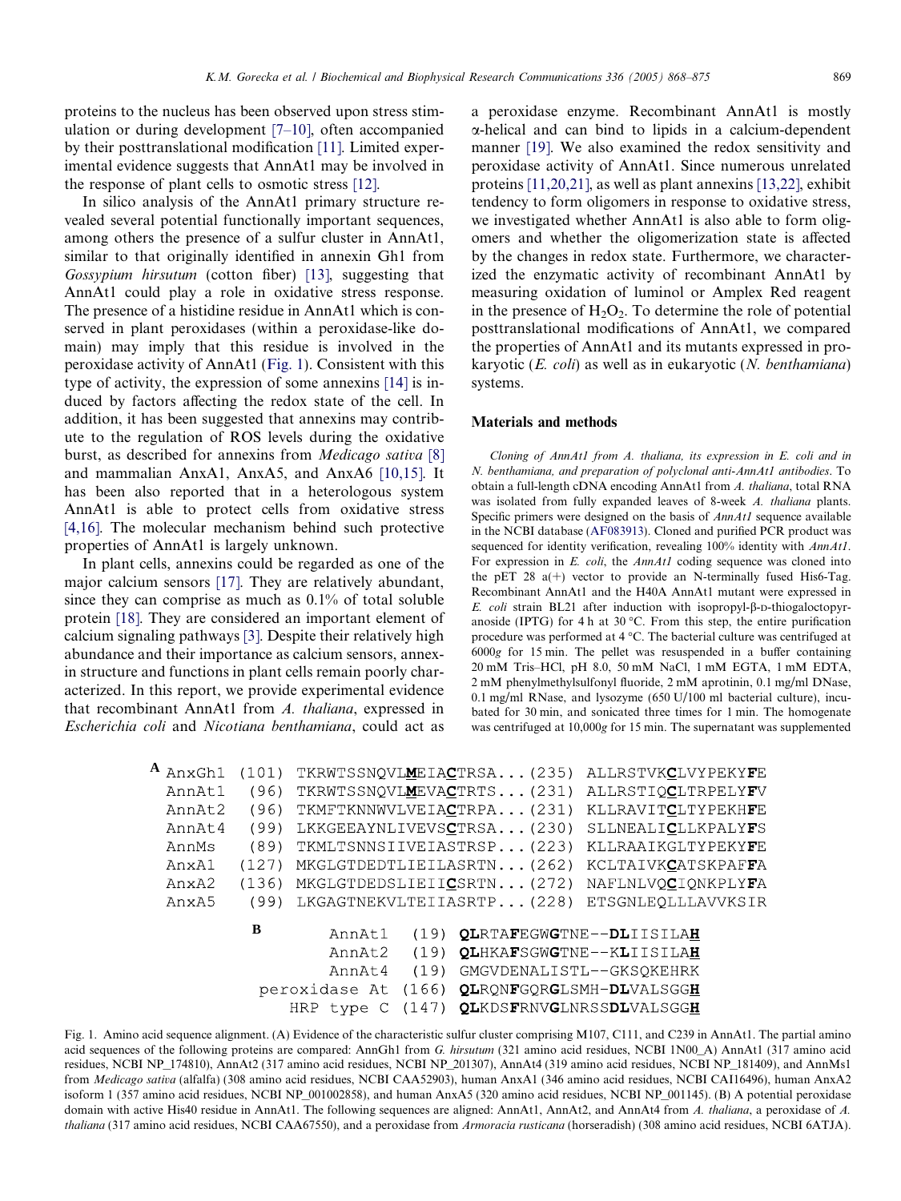proteins to the nucleus has been observed upon stress stimulation or during development [7–10], often accompanied by their posttranslational modification [11]. Limited experimental evidence suggests that AnnAt1 may be involved in the response of plant cells to osmotic stress [12].

In silico analysis of the AnnAt1 primary structure revealed several potential functionally important sequences, among others the presence of a sulfur cluster in AnnAt1, similar to that originally identified in annexin Gh1 from *Gossypium hirsutum* (cotton fiber) [13], suggesting that AnnAt1 could play a role in oxidative stress response. The presence of a histidine residue in AnnAt1 which is conserved in plant peroxidases (within a peroxidase-like domain) may imply that this residue is involved in the peroxidase activity of AnnAt1 (Fig. 1). Consistent with this type of activity, the expression of some annexins [14] is induced by factors affecting the redox state of the cell. In addition, it has been suggested that annexins may contribute to the regulation of ROS levels during the oxidative burst, as described for annexins from *Medicago sativa* [8] and mammalian AnxA1, AnxA5, and AnxA6 [10,15]. It has been also reported that in a heterologous system AnnAt1 is able to protect cells from oxidative stress [4,16]. The molecular mechanism behind such protective properties of AnnAt1 is largely unknown.

In plant cells, annexins could be regarded as one of the major calcium sensors [17]. They are relatively abundant, since they can comprise as much as 0.1% of total soluble protein [18]. They are considered an important element of calcium signaling pathways [3]. Despite their relatively high abundance and their importance as calcium sensors, annexin structure and functions in plant cells remain poorly characterized. In this report, we provide experimental evidence that recombinant AnnAt1 from *A. thaliana*, expressed in *Escherichia coli* and *Nicotiana benthamiana*, could act as a peroxidase enzyme. Recombinant AnnAt1 is mostly α-helical and can bind to lipids in a calcium-dependent manner [19]. We also examined the redox sensitivity and peroxidase activity of AnnAt1. Since numerous unrelated proteins [11,20,21], as well as plant annexins [13,22], exhibit tendency to form oligomers in response to oxidative stress, we investigated whether AnnAt1 is also able to form oligomers and whether the oligomerization state is affected by the changes in redox state. Furthermore, we characterized the enzymatic activity of recombinant AnnAt1 by measuring oxidation of luminol or Amplex Red reagent in the presence of $H_2O_2$. To determine the role of potential posttranslational modifications of AnnAt1, we compared the properties of AnnAt1 and its mutants expressed in prokaryotic (*E. coli*) as well as in eukaryotic (*N. benthamiana*) systems.

## Materials and methods

*Cloning of AnnAt1 from A. thaliana, its expression in E. coli and in N. benthamiana, and preparation of polyclonal anti-AnnAt1 antibodies*. To obtain a full-length cDNA encoding AnnAt1 from *A. thaliana*, total RNA was isolated from fully expanded leaves of 8-week *A. thaliana* plants. Specific primers were designed on the basis of *AnnAt1* sequence available in the NCBI database (AF083913). Cloned and purified PCR product was sequenced for identity verification, revealing 100% identity with *AnnAt1*. For expression in *E. coli*, the *AnnAt1* coding sequence was cloned into the pET 28 a(+) vector to provide an N-terminally fused His6-Tag. Recombinant AnnAt1 and the H40A AnnAt1 mutant were expressed in *E. coli* strain BL21 after induction with isopropyl-β-D-thiogalactopyranoside (IPTG) for 4 h at 30 °C. From this step, the entire purification procedure was performed at 4 °C. The bacterial culture was centrifuged at 6000*g* for 15 min. The pellet was resuspended in a buffer containing 20 mM Tris–HCl, pH 8.0, 50 mM NaCl, 1 mM EGTA, 1 mM EDTA, 2 mM phenylmethylsulfonyl fluoride, 2 mM aprotinin, 0.1 mg/ml DNase, 0.1 mg/ml RNase, and lysozyme (650 U/100 ml bacterial culture), incubated for 30 min, and sonicated three times for 1 min. The homogenate was centrifuged at 10,000*g* for 15 min. The supernatant was supplemented

```
A AnxGh1  (101)  TKRWTSSNQVLMEIACTRSA...(235)  ALLRSTVKCLVYPEKYFE
  AnnAt1   (96)  TKRWTSSNQVLMEVACTRTS...(231)  ALLRSTIQCLTRPELYFV
  AnnAt2   (96)  TKMFTKNNWVLVEIACTRPA...(231)  KLLRAVITCLTYPEKHFE
  AnnAt4   (99)  LKKGEEAYNLIVEVSCTRSA...(230)  SLLNEALICLLKPALYFS
  AnnMs    (89)  TKMLTSNNSIIVEIASTRSP...(223)  KLLRAAIKGLTYPEKYFE
  AnxA1   (127)  MKGLGTDEDTLIEILASRTN...(262)  KCLTAIVKCATSKPAFFA
  AnxA2   (136)  MKGLGTDEDSLIEIICSRTN...(272)  NAFLNLVQCIQNKPLYFA
  AnxA5    (99)  LKGAGTNEKVLTEIIASRTP...(228)  ETSGNLEQLLLAVVKSIR

B          AnnAt1   (19)  QLRTAFEGWGTNE--DLIISILAH
           AnnAt2   (19)  QLHKAFSGWGTNE--KLIISILAH
           AnnAt4   (19)  GMGVDENALISTL--GKSQKEHRK
   peroxidase At  (166)  QLRQNFGQRGLSMH-DLVALSGGH
      HRP type C  (147)  QLKDSFRNVGLNRSSDLVALSGGH
```

Fig. 1. Amino acid sequence alignment. (A) Evidence of the characteristic sulfur cluster comprising M107, C111, and C239 in AnnAt1. The partial amino acid sequences of the following proteins are compared: AnnGh1 from *G. hirsutum* (321 amino acid residues, NCBI 1N00_A) AnnAt1 (317 amino acid residues, NCBI NP_174810), AnnAt2 (317 amino acid residues, NCBI NP_201307), AnnAt4 (319 amino acid residues, NCBI NP_181409), and AnnMs1 from *Medicago sativa* (alfalfa) (308 amino acid residues, NCBI CAA52903), human AnxA1 (346 amino acid residues, NCBI CAI16496), human AnxA2 isoform 1 (357 amino acid residues, NCBI NP_001002858), and human AnxA5 (320 amino acid residues, NCBI NP_001145). (B) A potential peroxidase domain with active His40 residue in AnnAt1. The following sequences are aligned: AnnAt1, AnnAt2, and AnnAt4 from *A. thaliana*, a peroxidase of *A. thaliana* (317 amino acid residues, NCBI CAA67550), and a peroxidase from *Armoracia rusticana* (horseradish) (308 amino acid residues, NCBI 6ATJA).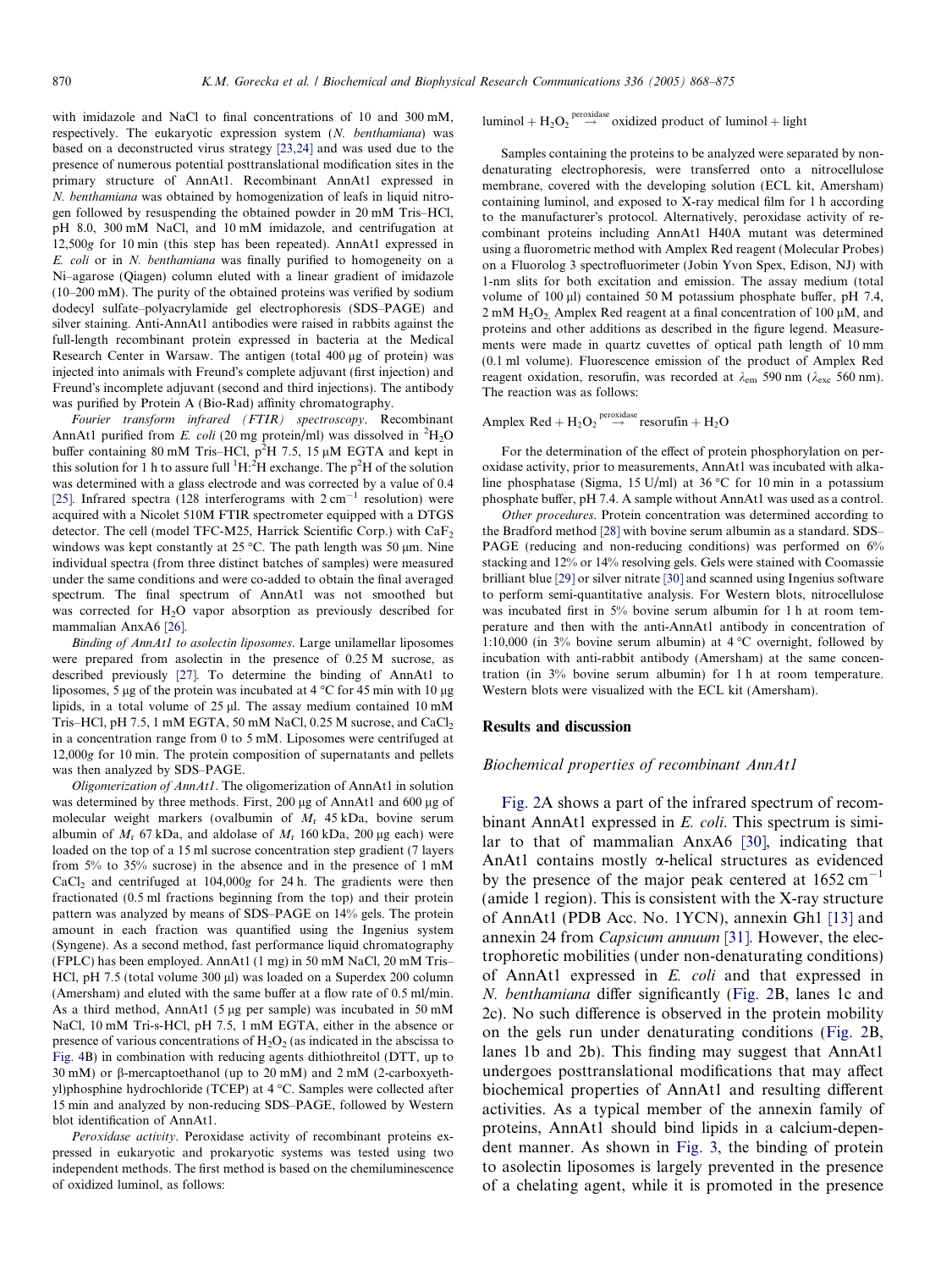with imidazole and NaCl to final concentrations of 10 and 300 mM, respectively. The eukaryotic expression system (*N. benthamiana*) was based on a deconstructed virus strategy [23,24] and was used due to the presence of numerous potential posttranslational modification sites in the primary structure of AnnAt1. Recombinant AnnAt1 expressed in *N. benthamiana* was obtained by homogenization of leafs in liquid nitrogen followed by resuspending the obtained powder in 20 mM Tris–HCl, pH 8.0, 300 mM NaCl, and 10 mM imidazole, and centrifugation at 12,500*g* for 10 min (this step has been repeated). AnnAt1 expressed in *E. coli* or in *N. benthamiana* was finally purified to homogeneity on a Ni–agarose (Qiagen) column eluted with a linear gradient of imidazole (10–200 mM). The purity of the obtained proteins was verified by sodium dodecyl sulfate–polyacrylamide gel electrophoresis (SDS–PAGE) and silver staining. Anti-AnnAt1 antibodies were raised in rabbits against the full-length recombinant protein expressed in bacteria at the Medical Research Center in Warsaw. The antigen (total 400 μg of protein) was injected into animals with Freund's complete adjuvant (first injection) and Freund's incomplete adjuvant (second and third injections). The antibody was purified by Protein A (Bio-Rad) affinity chromatography.

*Fourier transform infrared (FTIR) spectroscopy*. Recombinant AnnAt1 purified from *E. coli* (20 mg protein/ml) was dissolved in $^2H_2O$ buffer containing 80 mM Tris–HCl, p$^2$H 7.5, 15 μM EGTA and kept in this solution for 1 h to assure full $^1H$:$^2H$ exchange. The p$^2$H of the solution was determined with a glass electrode and was corrected by a value of 0.4 [25]. Infrared spectra (128 interferograms with 2 $cm^{-1}$ resolution) were acquired with a Nicolet 510M FTIR spectrometer equipped with a DTGS detector. The cell (model TFC-M25, Harrick Scientific Corp.) with $CaF_2$ windows was kept constantly at 25 °C. The path length was 50 μm. Nine individual spectra (from three distinct batches of samples) were measured under the same conditions and were co-added to obtain the final averaged spectrum. The final spectrum of AnnAt1 was not smoothed but was corrected for $H_2O$ vapor absorption as previously described for mammalian AnxA6 [26].

*Binding of AnnAt1 to asolectin liposomes*. Large unilamellar liposomes were prepared from asolectin in the presence of 0.25 M sucrose, as described previously [27]. To determine the binding of AnnAt1 to liposomes, 5 μg of the protein was incubated at 4 °C for 45 min with 10 μg lipids, in a total volume of 25 μl. The assay medium contained 10 mM Tris–HCl, pH 7.5, 1 mM EGTA, 50 mM NaCl, 0.25 M sucrose, and $CaCl_2$ in a concentration range from 0 to 5 mM. Liposomes were centrifuged at 12,000*g* for 10 min. The protein composition of supernatants and pellets was then analyzed by SDS–PAGE.

*Oligomerization of AnnAt1*. The oligomerization of AnnAt1 in solution was determined by three methods. First, 200 μg of AnnAt1 and 600 μg of molecular weight markers (ovalbumin of $M_r$ 45 kDa, bovine serum albumin of $M_r$ 67 kDa, and aldolase of $M_r$ 160 kDa, 200 μg each) were loaded on the top of a 15 ml sucrose concentration step gradient (7 layers from 5% to 35% sucrose) in the absence and in the presence of 1 mM $CaCl_2$ and centrifuged at 104,000*g* for 24 h. The gradients were then fractionated (0.5 ml fractions beginning from the top) and their protein pattern was analyzed by means of SDS–PAGE on 14% gels. The protein amount in each fraction was quantified using the Ingenius system (Syngene). As a second method, fast performance liquid chromatography (FPLC) has been employed. AnnAt1 (1 mg) in 50 mM NaCl, 20 mM Tris–HCl, pH 7.5 (total volume 300 μl) was loaded on a Superdex 200 column (Amersham) and eluted with the same buffer at a flow rate of 0.5 ml/min. As a third method, AnnAt1 (5 μg per sample) was incubated in 50 mM NaCl, 10 mM Tri-s-HCl, pH 7.5, 1 mM EGTA, either in the absence or presence of various concentrations of $H_2O_2$ (as indicated in the abscissa to Fig. 4B) in combination with reducing agents dithiothreitol (DTT, up to 30 mM) or β-mercaptoethanol (up to 20 mM) and 2 mM (2-carboxyethyl)phosphine hydrochloride (TCEP) at 4 °C. Samples were collected after 15 min and analyzed by non-reducing SDS–PAGE, followed by Western blot identification of AnnAt1.

*Peroxidase activity*. Peroxidase activity of recombinant proteins expressed in eukaryotic and prokaryotic systems was tested using two independent methods. The first method is based on the chemiluminescence of oxidized luminol, as follows:

$$\text{luminol} + H_2O_2 \xrightarrow{\text{peroxidase}} \text{oxidized product of luminol} + \text{light}$$

Samples containing the proteins to be analyzed were separated by non-denaturating electrophoresis, were transferred onto a nitrocellulose membrane, covered with the developing solution (ECL kit, Amersham) containing luminol, and exposed to X-ray medical film for 1 h according to the manufacturer's protocol. Alternatively, peroxidase activity of recombinant proteins including AnnAt1 H40A mutant was determined using a fluorometric method with Amplex Red reagent (Molecular Probes) on a Fluorolog 3 spectrofluorimeter (Jobin Yvon Spex, Edison, NJ) with 1-nm slits for both excitation and emission. The assay medium (total volume of 100 μl) contained 50 M potassium phosphate buffer, pH 7.4, 2 mM $H_2O_2$, Amplex Red reagent at a final concentration of 100 μM, and proteins and other additions as described in the figure legend. Measurements were made in quartz cuvettes of optical path length of 10 mm (0.1 ml volume). Fluorescence emission of the product of Amplex Red reagent oxidation, resorufin, was recorded at $\lambda_{em}$ 590 nm ($\lambda_{exc}$ 560 nm). The reaction was as follows:

$$\text{Amplex Red} + H_2O_2 \xrightarrow{\text{peroxidase}} \text{resorufin} + H_2O$$

For the determination of the effect of protein phosphorylation on peroxidase activity, prior to measurements, AnnAt1 was incubated with alkaline phosphatase (Sigma, 15 U/ml) at 36 °C for 10 min in a potassium phosphate buffer, pH 7.4. A sample without AnnAt1 was used as a control.

*Other procedures*. Protein concentration was determined according to the Bradford method [28] with bovine serum albumin as a standard. SDS–PAGE (reducing and non-reducing conditions) was performed on 6% stacking and 12% or 14% resolving gels. Gels were stained with Coomassie brilliant blue [29] or silver nitrate [30] and scanned using Ingenius software to perform semi-quantitative analysis. For Western blots, nitrocellulose was incubated first in 5% bovine serum albumin for 1 h at room temperature and then with the anti-AnnAt1 antibody in concentration of 1:10,000 (in 3% bovine serum albumin) at 4 °C overnight, followed by incubation with anti-rabbit antibody (Amersham) at the same concentration (in 3% bovine serum albumin) for 1 h at room temperature. Western blots were visualized with the ECL kit (Amersham).

## Results and discussion

### *Biochemical properties of recombinant AnnAt1*

Fig. 2A shows a part of the infrared spectrum of recombinant AnnAt1 expressed in *E. coli*. This spectrum is similar to that of mammalian AnxA6 [30], indicating that AnAt1 contains mostly α-helical structures as evidenced by the presence of the major peak centered at 1652 $cm^{-1}$ (amide 1 region). This is consistent with the X-ray structure of AnnAt1 (PDB Acc. No. 1YCN), annexin Gh1 [13] and annexin 24 from *Capsicum annuum* [31]. However, the electrophoretic mobilities (under non-denaturating conditions) of AnnAt1 expressed in *E. coli* and that expressed in *N. benthamiana* differ significantly (Fig. 2B, lanes 1c and 2c). No such difference is observed in the protein mobility on the gels run under denaturating conditions (Fig. 2B, lanes 1b and 2b). This finding may suggest that AnnAt1 undergoes posttranslational modifications that may affect biochemical properties of AnnAt1 and resulting different activities. As a typical member of the annexin family of proteins, AnnAt1 should bind lipids in a calcium-dependent manner. As shown in Fig. 3, the binding of protein to asolectin liposomes is largely prevented in the presence of a chelating agent, while it is promoted in the presence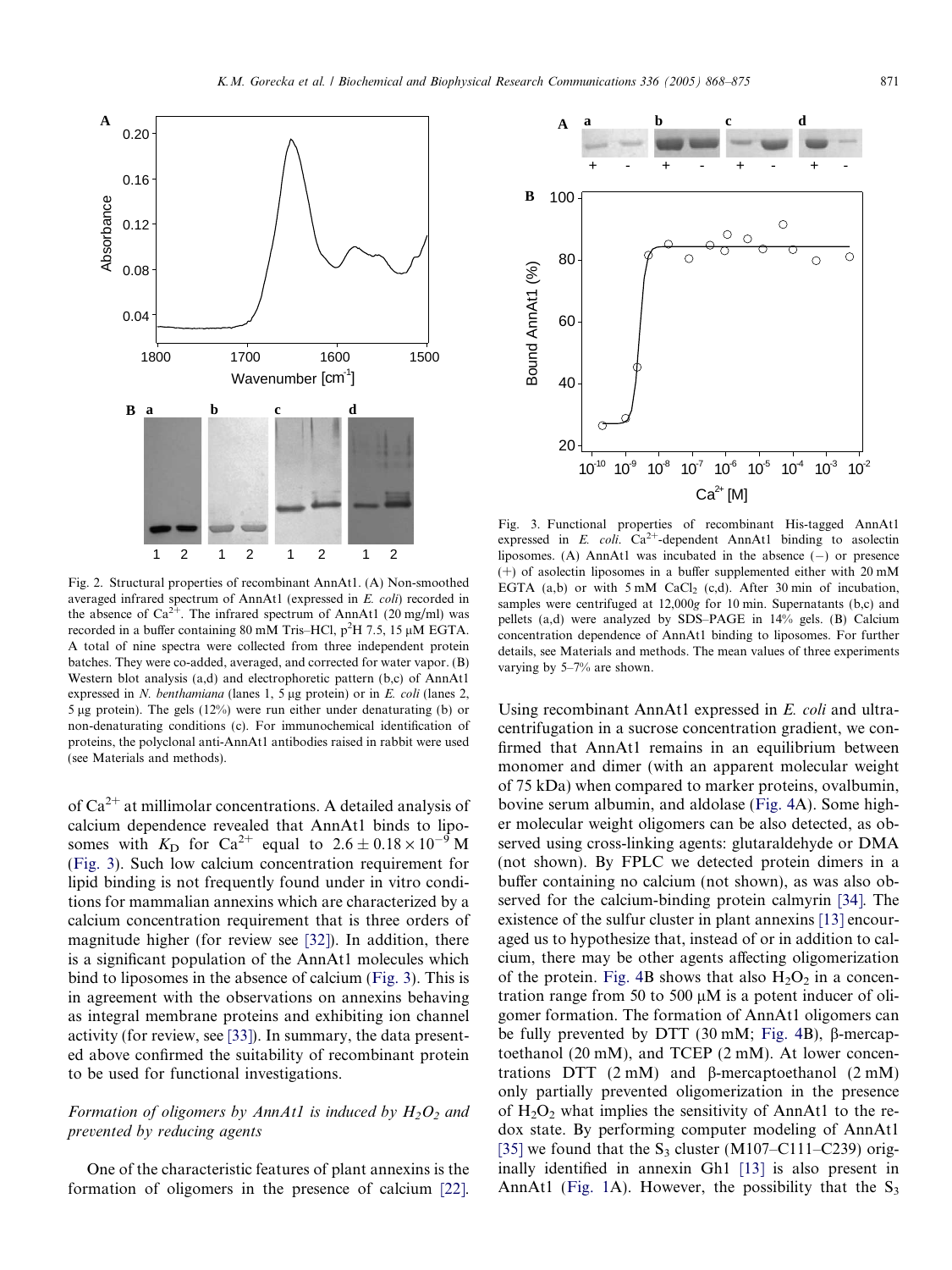Fig. 2. Structural properties of recombinant AnnAt1. (A) Non-smoothed averaged infrared spectrum of AnnAt1 (expressed in *E. coli*) recorded in the absence of $Ca^{2+}$. The infrared spectrum of AnnAt1 (20 mg/ml) was recorded in a buffer containing 80 mM Tris–HCl, p$^2$H 7.5, 15 μM EGTA. A total of nine spectra were collected from three independent protein batches. They were co-added, averaged, and corrected for water vapor. (B) Western blot analysis (a,d) and electrophoretic pattern (b,c) of AnnAt1 expressed in *N. benthamiana* (lanes 1, 5 μg protein) or in *E. coli* (lanes 2, 5 μg protein). The gels (12%) were run either under denaturating (b) or non-denaturating conditions (c). For immunochemical identification of proteins, the polyclonal anti-AnnAt1 antibodies raised in rabbit were used (see Materials and methods).

Fig. 3. Functional properties of recombinant His-tagged AnnAt1 expressed in *E. coli*. $Ca^{2+}$-dependent AnnAt1 binding to asolectin liposomes. (A) AnnAt1 was incubated in the absence (−) or presence (+) of asolectin liposomes in a buffer supplemented either with 20 mM EGTA (a,b) or with 5 mM $CaCl_2$ (c,d). After 30 min of incubation, samples were centrifuged at 12,000*g* for 10 min. Supernatants (b,c) and pellets (a,d) were analyzed by SDS–PAGE in 14% gels. (B) Calcium concentration dependence of AnnAt1 binding to liposomes. For further details, see Materials and methods. The mean values of three experiments varying by 5–7% are shown.

of $Ca^{2+}$ at millimolar concentrations. A detailed analysis of calcium dependence revealed that AnnAt1 binds to liposomes with $K_D$ for $Ca^{2+}$ equal to $2.6 \pm 0.18 \times 10^{-9}$ M (Fig. 3). Such low calcium concentration requirement for lipid binding is not frequently found under in vitro conditions for mammalian annexins which are characterized by a calcium concentration requirement that is three orders of magnitude higher (for review see [32]). In addition, there is a significant population of the AnnAt1 molecules which bind to liposomes in the absence of calcium (Fig. 3). This is in agreement with the observations on annexins behaving as integral membrane proteins and exhibiting ion channel activity (for review, see [33]). In summary, the data presented above confirmed the suitability of recombinant protein to be used for functional investigations.

### *Formation of oligomers by AnnAt1 is induced by $H_2O_2$ and prevented by reducing agents*

One of the characteristic features of plant annexins is the formation of oligomers in the presence of calcium [22]. Using recombinant AnnAt1 expressed in *E. coli* and ultracentrifugation in a sucrose concentration gradient, we confirmed that AnnAt1 remains in an equilibrium between monomer and dimer (with an apparent molecular weight of 75 kDa) when compared to marker proteins, ovalbumin, bovine serum albumin, and aldolase (Fig. 4A). Some higher molecular weight oligomers can be also detected, as observed using cross-linking agents: glutaraldehyde or DMA (not shown). By FPLC we detected protein dimers in a buffer containing no calcium (not shown), as was also observed for the calcium-binding protein calmyrin [34]. The existence of the sulfur cluster in plant annexins [13] encouraged us to hypothesize that, instead of or in addition to calcium, there may be other agents affecting oligomerization of the protein. Fig. 4B shows that also $H_2O_2$ in a concentration range from 50 to 500 μM is a potent inducer of oligomer formation. The formation of AnnAt1 oligomers can be fully prevented by DTT (30 mM; Fig. 4B), β-mercaptoethanol (20 mM), and TCEP (2 mM). At lower concentrations DTT (2 mM) and β-mercaptoethanol (2 mM) only partially prevented oligomerization in the presence of $H_2O_2$ what implies the sensitivity of AnnAt1 to the redox state. By performing computer modeling of AnnAt1 [35] we found that the $S_3$ cluster (M107–C111–C239) originally identified in annexin Gh1 [13] is also present in AnnAt1 (Fig. 1A). However, the possibility that the $S_3$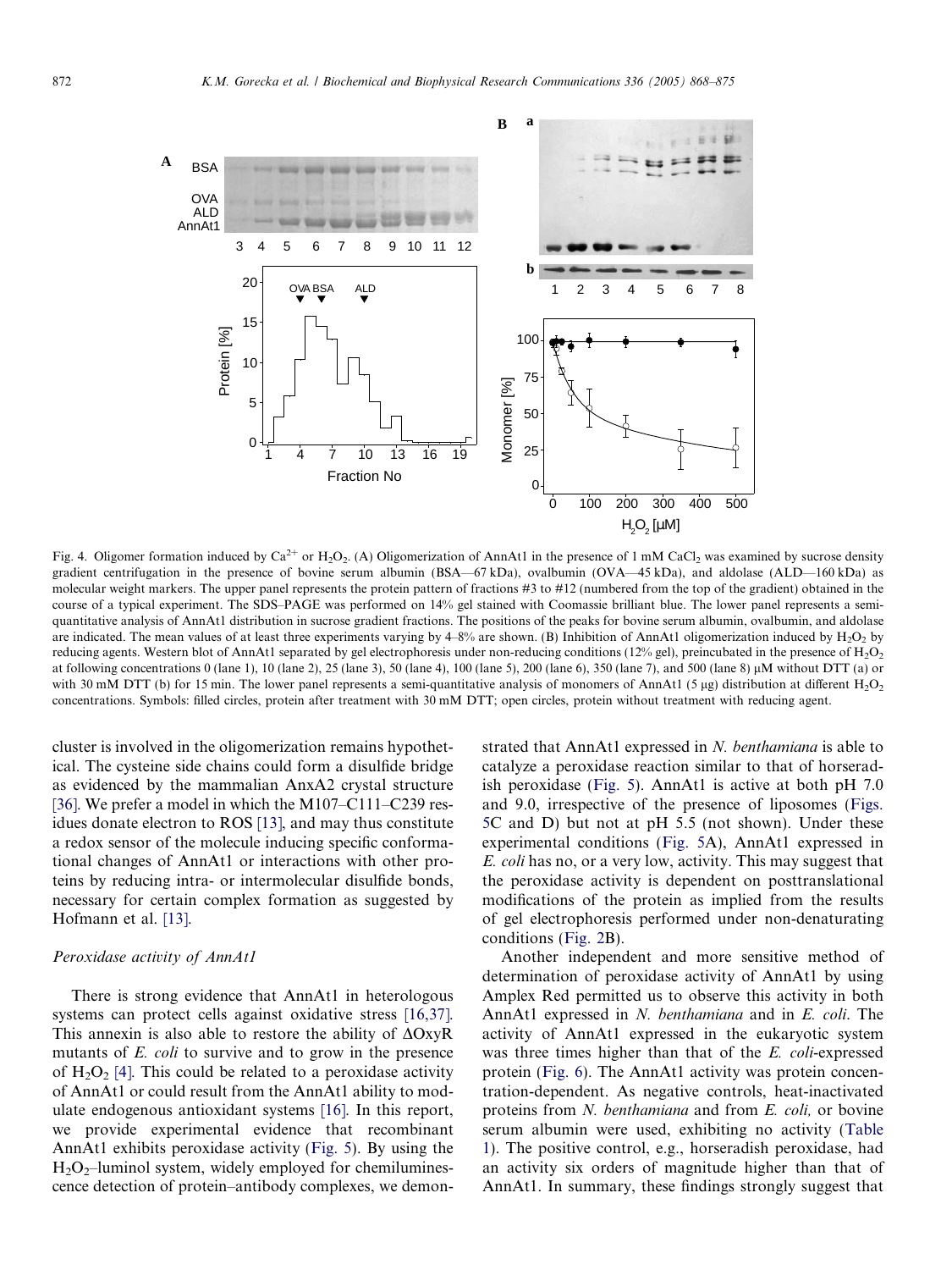Fig. 4. Oligomer formation induced by $Ca^{2+}$ or $H_2O_2$. (A) Oligomerization of AnnAt1 in the presence of 1 mM $CaCl_2$ was examined by sucrose density gradient centrifugation in the presence of bovine serum albumin (BSA—67 kDa), ovalbumin (OVA—45 kDa), and aldolase (ALD—160 kDa) as molecular weight markers. The upper panel represents the protein pattern of fractions #3 to #12 (numbered from the top of the gradient) obtained in the course of a typical experiment. The SDS–PAGE was performed on 14% gel stained with Coomassie brilliant blue. The lower panel represents a semi-quantitative analysis of AnnAt1 distribution in sucrose gradient fractions. The positions of the peaks for bovine serum albumin, ovalbumin, and aldolase are indicated. The mean values of at least three experiments varying by 4–8% are shown. (B) Inhibition of AnnAt1 oligomerization induced by $H_2O_2$ by reducing agents. Western blot of AnnAt1 separated by gel electrophoresis under non-reducing conditions (12% gel), preincubated in the presence of $H_2O_2$ at following concentrations 0 (lane 1), 10 (lane 2), 25 (lane 3), 50 (lane 4), 100 (lane 5), 200 (lane 6), 350 (lane 7), and 500 (lane 8) μM without DTT (a) or with 30 mM DTT (b) for 15 min. The lower panel represents a semi-quantitative analysis of monomers of AnnAt1 (5 μg) distribution at different $H_2O_2$ concentrations. Symbols: filled circles, protein after treatment with 30 mM DTT; open circles, protein without treatment with reducing agent.

cluster is involved in the oligomerization remains hypothetical. The cysteine side chains could form a disulfide bridge as evidenced by the mammalian AnxA2 crystal structure [36]. We prefer a model in which the M107–C111–C239 residues donate electron to ROS [13], and may thus constitute a redox sensor of the molecule inducing specific conformational changes of AnnAt1 or interactions with other proteins by reducing intra- or intermolecular disulfide bonds, necessary for certain complex formation as suggested by Hofmann et al. [13].

### Peroxidase activity of AnnAt1

There is strong evidence that AnnAt1 in heterologous systems can protect cells against oxidative stress [16,37]. This annexin is also able to restore the ability of ΔOxyR mutants of *E. coli* to survive and to grow in the presence of $H_2O_2$ [4]. This could be related to a peroxidase activity of AnnAt1 or could result from the AnnAt1 ability to modulate endogenous antioxidant systems [16]. In this report, we provide experimental evidence that recombinant AnnAt1 exhibits peroxidase activity (Fig. 5). By using the $H_2O_2$–luminol system, widely employed for chemiluminescence detection of protein–antibody complexes, we demonstrated that AnnAt1 expressed in *N. benthamiana* is able to catalyze a peroxidase reaction similar to that of horseradish peroxidase (Fig. 5). AnnAt1 is active at both pH 7.0 and 9.0, irrespective of the presence of liposomes (Figs. 5C and D) but not at pH 5.5 (not shown). Under these experimental conditions (Fig. 5A), AnnAt1 expressed in *E. coli* has no, or a very low, activity. This may suggest that the peroxidase activity is dependent on posttranslational modifications of the protein as implied from the results of gel electrophoresis performed under non-denaturating conditions (Fig. 2B).

Another independent and more sensitive method of determination of peroxidase activity of AnnAt1 by using Amplex Red permitted us to observe this activity in both AnnAt1 expressed in *N. benthamiana* and in *E. coli*. The activity of AnnAt1 expressed in the eukaryotic system was three times higher than that of the *E. coli*-expressed protein (Fig. 6). The AnnAt1 activity was protein concentration-dependent. As negative controls, heat-inactivated proteins from *N. benthamiana* and from *E. coli,* or bovine serum albumin were used, exhibiting no activity (Table 1). The positive control, e.g., horseradish peroxidase, had an activity six orders of magnitude higher than that of AnnAt1. In summary, these findings strongly suggest that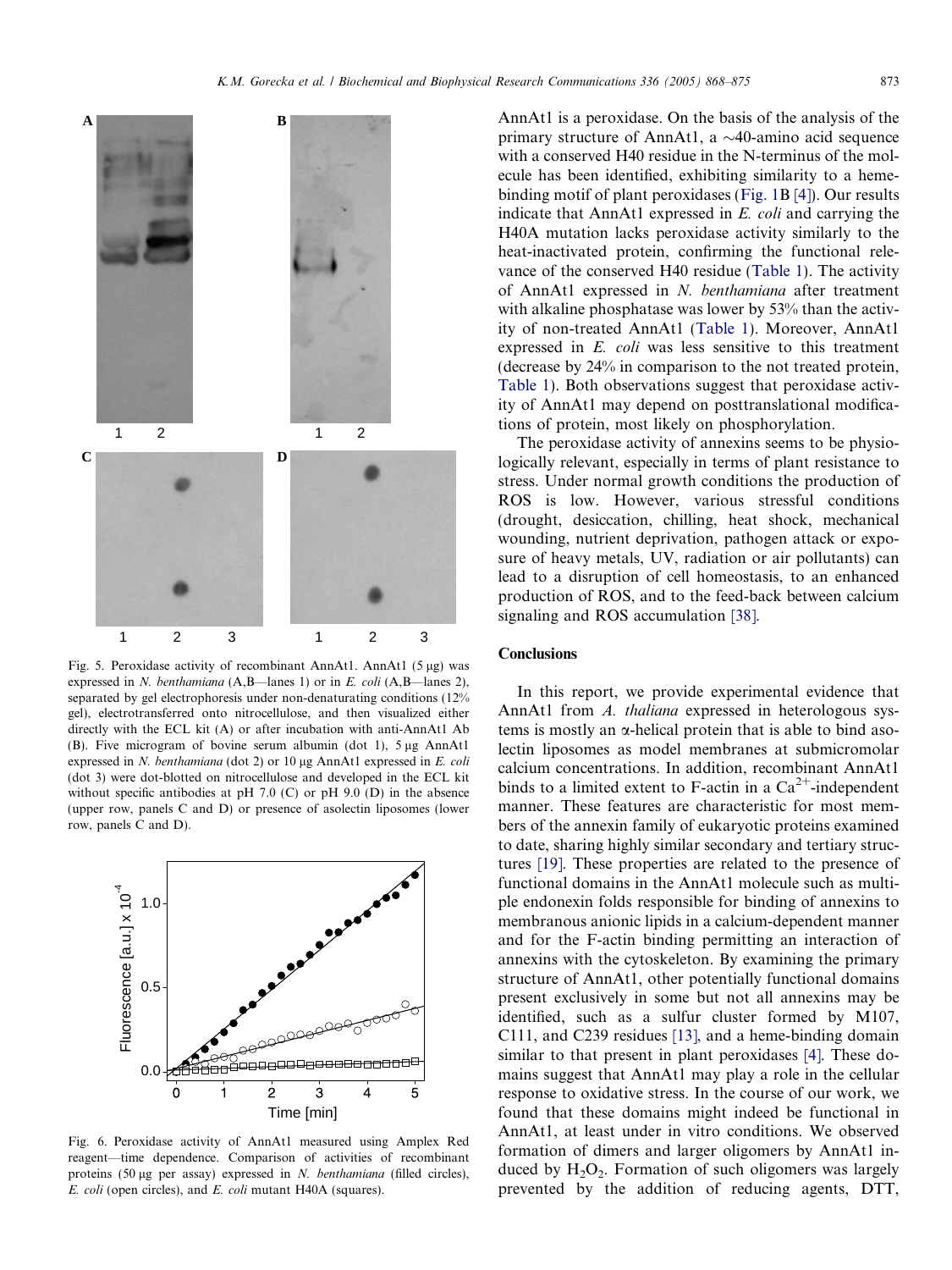Fig. 5. Peroxidase activity of recombinant AnnAt1. AnnAt1 (5 μg) was expressed in *N. benthamiana* (A,B—lanes 1) or in *E. coli* (A,B—lanes 2), separated by gel electrophoresis under non-denaturating conditions (12% gel), electrotransferred onto nitrocellulose, and then visualized either directly with the ECL kit (A) or after incubation with anti-AnnAt1 Ab (B). Five microgram of bovine serum albumin (dot 1), 5 μg AnnAt1 expressed in *N. benthamiana* (dot 2) or 10 μg AnnAt1 expressed in *E. coli* (dot 3) were dot-blotted on nitrocellulose and developed in the ECL kit without specific antibodies at pH 7.0 (C) or pH 9.0 (D) in the absence (upper row, panels C and D) or presence of asolectin liposomes (lower row, panels C and D).

Fig. 6. Peroxidase activity of AnnAt1 measured using Amplex Red reagent—time dependence. Comparison of activities of recombinant proteins (50 μg per assay) expressed in *N. benthamiana* (filled circles), *E. coli* (open circles), and *E. coli* mutant H40A (squares).

AnnAt1 is a peroxidase. On the basis of the analysis of the primary structure of AnnAt1, a ~40-amino acid sequence with a conserved H40 residue in the N-terminus of the molecule has been identified, exhibiting similarity to a heme-binding motif of plant peroxidases (Fig. 1B [4]). Our results indicate that AnnAt1 expressed in *E. coli* and carrying the H40A mutation lacks peroxidase activity similarly to the heat-inactivated protein, confirming the functional relevance of the conserved H40 residue (Table 1). The activity of AnnAt1 expressed in *N. benthamiana* after treatment with alkaline phosphatase was lower by 53% than the activity of non-treated AnnAt1 (Table 1). Moreover, AnnAt1 expressed in *E. coli* was less sensitive to this treatment (decrease by 24% in comparison to the not treated protein, Table 1). Both observations suggest that peroxidase activity of AnnAt1 may depend on posttranslational modifications of protein, most likely on phosphorylation.

The peroxidase activity of annexins seems to be physiologically relevant, especially in terms of plant resistance to stress. Under normal growth conditions the production of ROS is low. However, various stressful conditions (drought, desiccation, chilling, heat shock, mechanical wounding, nutrient deprivation, pathogen attack or exposure of heavy metals, UV, radiation or air pollutants) can lead to a disruption of cell homeostasis, to an enhanced production of ROS, and to the feed-back between calcium signaling and ROS accumulation [38].

## Conclusions

In this report, we provide experimental evidence that AnnAt1 from *A. thaliana* expressed in heterologous systems is mostly an α-helical protein that is able to bind asolectin liposomes as model membranes at submicromolar calcium concentrations. In addition, recombinant AnnAt1 binds to a limited extent to F-actin in a $Ca^{2+}$-independent manner. These features are characteristic for most members of the annexin family of eukaryotic proteins examined to date, sharing highly similar secondary and tertiary structures [19]. These properties are related to the presence of functional domains in the AnnAt1 molecule such as multiple endonexin folds responsible for binding of annexins to membranous anionic lipids in a calcium-dependent manner and for the F-actin binding permitting an interaction of annexins with the cytoskeleton. By examining the primary structure of AnnAt1, other potentially functional domains present exclusively in some but not all annexins may be identified, such as a sulfur cluster formed by M107, C111, and C239 residues [13], and a heme-binding domain similar to that present in plant peroxidases [4]. These domains suggest that AnnAt1 may play a role in the cellular response to oxidative stress. In the course of our work, we found that these domains might indeed be functional in AnnAt1, at least under in vitro conditions. We observed formation of dimers and larger oligomers by AnnAt1 induced by $H_2O_2$. Formation of such oligomers was largely prevented by the addition of reducing agents, DTT,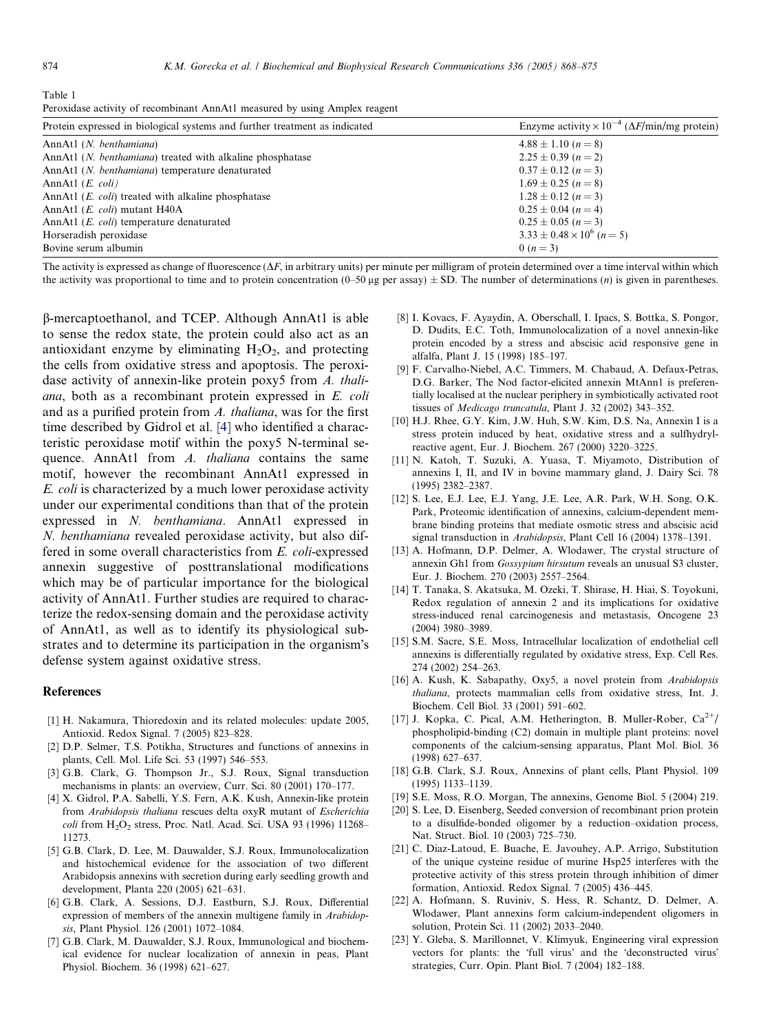Table 1
Peroxidase activity of recombinant AnnAt1 measured by using Amplex reagent

| Protein expressed in biological systems and further treatment as indicated | Enzyme activity × $10^{-4}$ (ΔF/min/mg protein) |
|---|---|
| AnnAt1 (*N. benthamiana*) | 4.88 ± 1.10 ($n = 8$) |
| AnnAt1 (*N. benthamiana*) treated with alkaline phosphatase | 2.25 ± 0.39 ($n = 2$) |
| AnnAt1 (*N. benthamiana*) temperature denaturated | 0.37 ± 0.12 ($n = 3$) |
| AnnAt1 (*E. coli)* | 1.69 ± 0.25 ($n = 8$) |
| AnnAt1 (*E. coli*) treated with alkaline phosphatase | 1.28 ± 0.12 ($n = 3$) |
| AnnAt1 (*E. coli*) mutant H40A | 0.25 ± 0.04 ($n = 4$) |
| AnnAt1 (*E. coli*) temperature denaturated | 0.25 ± 0.05 ($n = 3$) |
| Horseradish peroxidase | 3.33 ± 0.48 × $10^6$ ($n = 5$) |
| Bovine serum albumin | 0 ($n = 3$) |

The activity is expressed as change of fluorescence (ΔF, in arbitrary units) per minute per milligram of protein determined over a time interval within which the activity was proportional to time and to protein concentration (0–50 μg per assay) ± SD. The number of determinations ($n$) is given in parentheses.

β-mercaptoethanol, and TCEP. Although AnnAt1 is able to sense the redox state, the protein could also act as an antioxidant enzyme by eliminating $H_2O_2$, and protecting the cells from oxidative stress and apoptosis. The peroxidase activity of annexin-like protein poxy5 from *A. thaliana*, both as a recombinant protein expressed in *E. coli* and as a purified protein from *A. thaliana*, was for the first time described by Gidrol et al. [4] who identified a characteristic peroxidase motif within the poxy5 N-terminal sequence. AnnAt1 from *A. thaliana* contains the same motif, however the recombinant AnnAt1 expressed in *E. coli* is characterized by a much lower peroxidase activity under our experimental conditions than that of the protein expressed in *N. benthamiana*. AnnAt1 expressed in *N. benthamiana* revealed peroxidase activity, but also differed in some overall characteristics from *E. coli*-expressed annexin suggestive of posttranslational modifications which may be of particular importance for the biological activity of AnnAt1. Further studies are required to characterize the redox-sensing domain and the peroxidase activity of AnnAt1, as well as to identify its physiological substrates and to determine its participation in the organism's defense system against oxidative stress.

## References

[1] H. Nakamura, Thioredoxin and its related molecules: update 2005, Antioxid. Redox Signal. 7 (2005) 823–828.

[2] D.P. Selmer, T.S. Potikha, Structures and functions of annexins in plants, Cell. Mol. Life Sci. 53 (1997) 546–553.

[3] G.B. Clark, G. Thompson Jr., S.J. Roux, Signal transduction mechanisms in plants: an overview, Curr. Sci. 80 (2001) 170–177.

[4] X. Gidrol, P.A. Sabelli, Y.S. Fern, A.K. Kush, Annexin-like protein from *Arabidopsis thaliana* rescues delta oxyR mutant of *Escherichia coli* from $H_2O_2$ stress, Proc. Natl. Acad. Sci. USA 93 (1996) 11268–11273.

[5] G.B. Clark, D. Lee, M. Dauwalder, S.J. Roux, Immunolocalization and histochemical evidence for the association of two different Arabidopsis annexins with secretion during early seedling growth and development, Planta 220 (2005) 621–631.

[6] G.B. Clark, A. Sessions, D.J. Eastburn, S.J. Roux, Differential expression of members of the annexin multigene family in *Arabidopsis*, Plant Physiol. 126 (2001) 1072–1084.

[7] G.B. Clark, M. Dauwalder, S.J. Roux, Immunological and biochemical evidence for nuclear localization of annexin in peas, Plant Physiol. Biochem. 36 (1998) 621–627.

[8] I. Kovacs, F. Ayaydin, A. Oberschall, I. Ipacs, S. Bottka, S. Pongor, D. Dudits, E.C. Toth, Immunolocalization of a novel annexin-like protein encoded by a stress and abscisic acid responsive gene in alfalfa, Plant J. 15 (1998) 185–197.

[9] F. Carvalho-Niebel, A.C. Timmers, M. Chabaud, A. Defaux-Petras, D.G. Barker, The Nod factor-elicited annexin MtAnn1 is preferentially localised at the nuclear periphery in symbiotically activated root tissues of *Medicago truncatula*, Plant J. 32 (2002) 343–352.

[10] H.J. Rhee, G.Y. Kim, J.W. Huh, S.W. Kim, D.S. Na, Annexin I is a stress protein induced by heat, oxidative stress and a sulfhydryl-reactive agent, Eur. J. Biochem. 267 (2000) 3220–3225.

[11] N. Katoh, T. Suzuki, A. Yuasa, T. Miyamoto, Distribution of annexins I, II, and IV in bovine mammary gland, J. Dairy Sci. 78 (1995) 2382–2387.

[12] S. Lee, E.J. Lee, E.J. Yang, J.E. Lee, A.R. Park, W.H. Song, O.K. Park, Proteomic identification of annexins, calcium-dependent membrane binding proteins that mediate osmotic stress and abscisic acid signal transduction in *Arabidopsis*, Plant Cell 16 (2004) 1378–1391.

[13] A. Hofmann, D.P. Delmer, A. Wlodawer, The crystal structure of annexin Gh1 from *Gossypium hirsutum* reveals an unusual S3 cluster, Eur. J. Biochem. 270 (2003) 2557–2564.

[14] T. Tanaka, S. Akatsuka, M. Ozeki, T. Shirase, H. Hiai, S. Toyokuni, Redox regulation of annexin 2 and its implications for oxidative stress-induced renal carcinogenesis and metastasis, Oncogene 23 (2004) 3980–3989.

[15] S.M. Sacre, S.E. Moss, Intracellular localization of endothelial cell annexins is differentially regulated by oxidative stress, Exp. Cell Res. 274 (2002) 254–263.

[16] A. Kush, K. Sabapathy, Oxy5, a novel protein from *Arabidopsis thaliana*, protects mammalian cells from oxidative stress, Int. J. Biochem. Cell Biol. 33 (2001) 591–602.

[17] J. Kopka, C. Pical, A.M. Hetherington, B. Muller-Rober, $Ca^{2+}$/phospholipid-binding (C2) domain in multiple plant proteins: novel components of the calcium-sensing apparatus, Plant Mol. Biol. 36 (1998) 627–637.

[18] G.B. Clark, S.J. Roux, Annexins of plant cells, Plant Physiol. 109 (1995) 1133–1139.

[19] S.E. Moss, R.O. Morgan, The annexins, Genome Biol. 5 (2004) 219.

[20] S. Lee, D. Eisenberg, Seeded conversion of recombinant prion protein to a disulfide-bonded oligomer by a reduction–oxidation process, Nat. Struct. Biol. 10 (2003) 725–730.

[21] C. Diaz-Latoud, E. Buache, E. Javouhey, A.P. Arrigo, Substitution of the unique cysteine residue of murine Hsp25 interferes with the protective activity of this stress protein through inhibition of dimer formation, Antioxid. Redox Signal. 7 (2005) 436–445.

[22] A. Hofmann, S. Ruviniv, S. Hess, R. Schantz, D. Delmer, A. Wlodawer, Plant annexins form calcium-independent oligomers in solution, Protein Sci. 11 (2002) 2033–2040.

[23] Y. Gleba, S. Marillonnet, V. Klimyuk, Engineering viral expression vectors for plants: the 'full virus' and the 'deconstructed virus' strategies, Curr. Opin. Plant Biol. 7 (2004) 182–188.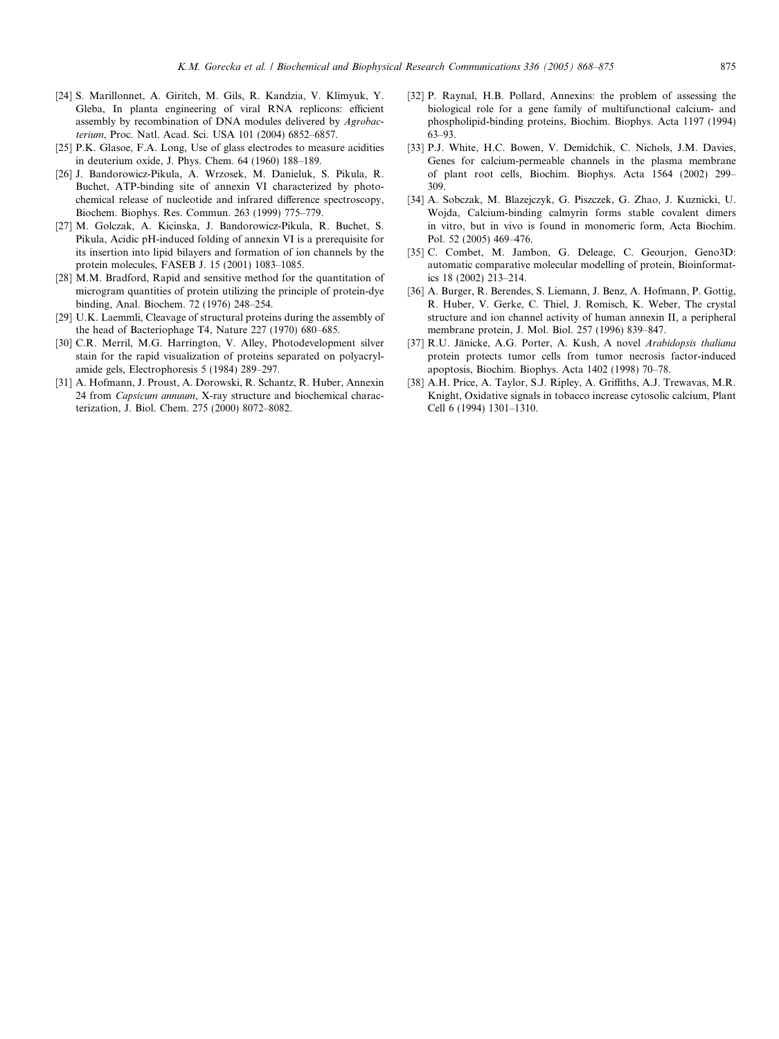[24] S. Marillonnet, A. Giritch, M. Gils, R. Kandzia, V. Klimyuk, Y. Gleba, In planta engineering of viral RNA replicons: efficient assembly by recombination of DNA modules delivered by *Agrobacterium*, Proc. Natl. Acad. Sci. USA 101 (2004) 6852–6857.

[25] P.K. Glasoe, F.A. Long, Use of glass electrodes to measure acidities in deuterium oxide, J. Phys. Chem. 64 (1960) 188–189.

[26] J. Bandorowicz-Pikula, A. Wrzosek, M. Danieluk, S. Pikula, R. Buchet, ATP-binding site of annexin VI characterized by photochemical release of nucleotide and infrared difference spectroscopy, Biochem. Biophys. Res. Commun. 263 (1999) 775–779.

[27] M. Golczak, A. Kicinska, J. Bandorowicz-Pikula, R. Buchet, S. Pikula, Acidic pH-induced folding of annexin VI is a prerequisite for its insertion into lipid bilayers and formation of ion channels by the protein molecules, FASEB J. 15 (2001) 1083–1085.

[28] M.M. Bradford, Rapid and sensitive method for the quantitation of microgram quantities of protein utilizing the principle of protein-dye binding, Anal. Biochem. 72 (1976) 248–254.

[29] U.K. Laemmli, Cleavage of structural proteins during the assembly of the head of Bacteriophage T4, Nature 227 (1970) 680–685.

[30] C.R. Merril, M.G. Harrington, V. Alley, Photodevelopment silver stain for the rapid visualization of proteins separated on polyacrylamide gels, Electrophoresis 5 (1984) 289–297.

[31] A. Hofmann, J. Proust, A. Dorowski, R. Schantz, R. Huber, Annexin 24 from *Capsicum annuum*, X-ray structure and biochemical characterization, J. Biol. Chem. 275 (2000) 8072–8082.

[32] P. Raynal, H.B. Pollard, Annexins: the problem of assessing the biological role for a gene family of multifunctional calcium- and phospholipid-binding proteins, Biochim. Biophys. Acta 1197 (1994) 63–93.

[33] P.J. White, H.C. Bowen, V. Demidchik, C. Nichols, J.M. Davies, Genes for calcium-permeable channels in the plasma membrane of plant root cells, Biochim. Biophys. Acta 1564 (2002) 299–309.

[34] A. Sobczak, M. Blazejczyk, G. Piszczek, G. Zhao, J. Kuznicki, U. Wojda, Calcium-binding calmyrin forms stable covalent dimers in vitro, but in vivo is found in monomeric form, Acta Biochim. Pol. 52 (2005) 469–476.

[35] C. Combet, M. Jambon, G. Deleage, C. Geourjon, Geno3D: automatic comparative molecular modelling of protein, Bioinformatics 18 (2002) 213–214.

[36] A. Burger, R. Berendes, S. Liemann, J. Benz, A. Hofmann, P. Gottig, R. Huber, V. Gerke, C. Thiel, J. Romisch, K. Weber, The crystal structure and ion channel activity of human annexin II, a peripheral membrane protein, J. Mol. Biol. 257 (1996) 839–847.

[37] R.U. Jänicke, A.G. Porter, A. Kush, A novel *Arabidopsis thaliana* protein protects tumor cells from tumor necrosis factor-induced apoptosis, Biochim. Biophys. Acta 1402 (1998) 70–78.

[38] A.H. Price, A. Taylor, S.J. Ripley, A. Griffiths, A.J. Trewavas, M.R. Knight, Oxidative signals in tobacco increase cytosolic calcium, Plant Cell 6 (1994) 1301–1310.